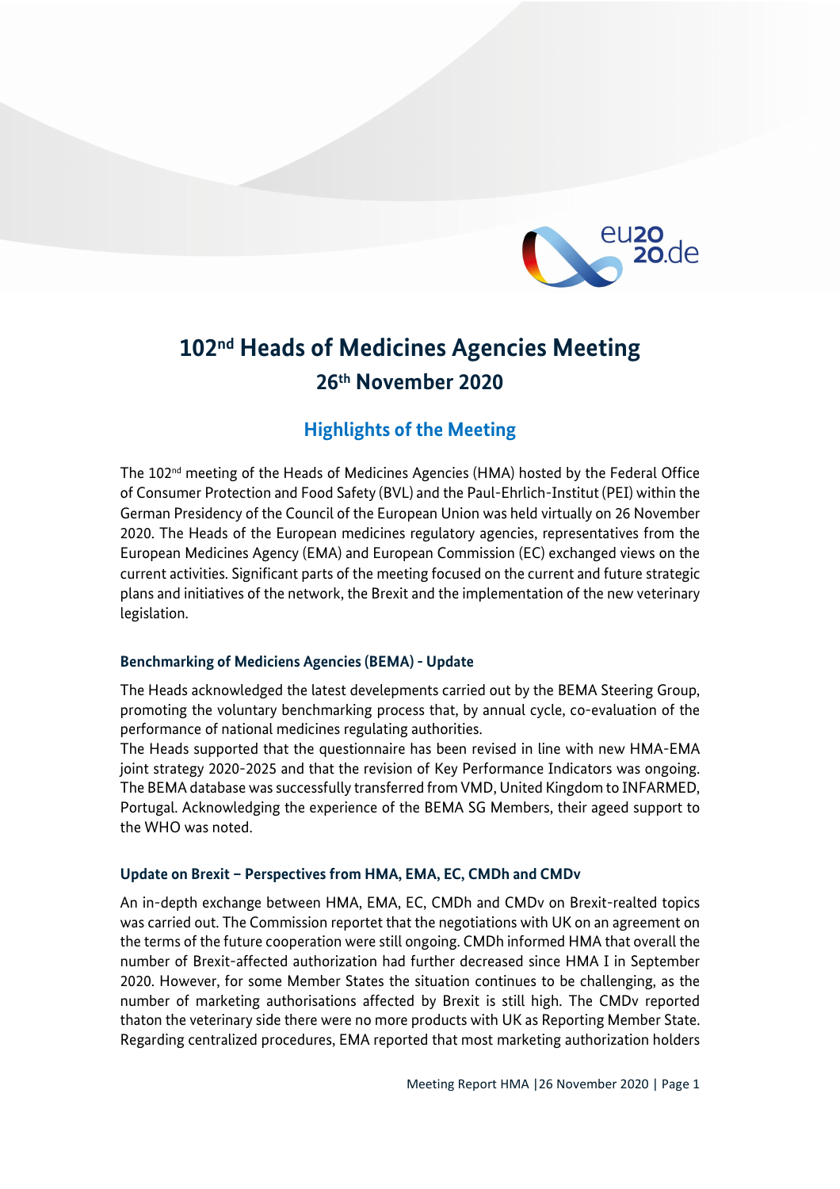# 102nd Heads of Medicines Agencies Meeting
## 26th November 2020

### Highlights of the Meeting

The 102nd meeting of the Heads of Medicines Agencies (HMA) hosted by the Federal Office of Consumer Protection and Food Safety (BVL) and the Paul-Ehrlich-Institut (PEI) within the German Presidency of the Council of the European Union was held virtually on 26 November 2020. The Heads of the European medicines regulatory agencies, representatives from the European Medicines Agency (EMA) and European Commission (EC) exchanged views on the current activities. Significant parts of the meeting focused on the current and future strategic plans and initiatives of the network, the Brexit and the implementation of the new veterinary legislation.

#### Benchmarking of Mediciens Agencies (BEMA) - Update

The Heads acknowledged the latest develepments carried out by the BEMA Steering Group, promoting the voluntary benchmarking process that, by annual cycle, co-evaluation of the performance of national medicines regulating authorities.
The Heads supported that the questionnaire has been revised in line with new HMA-EMA joint strategy 2020-2025 and that the revision of Key Performance Indicators was ongoing. The BEMA database was successfully transferred from VMD, United Kingdom to INFARMED, Portugal. Acknowledging the experience of the BEMA SG Members, their ageed support to the WHO was noted.

#### Update on Brexit – Perspectives from HMA, EMA, EC, CMDh and CMDv

An in-depth exchange between HMA, EMA, EC, CMDh and CMDv on Brexit-realted topics was carried out. The Commission reportet that the negotiations with UK on an agreement on the terms of the future cooperation were still ongoing. CMDh informed HMA that overall the number of Brexit-affected authorization had further decreased since HMA I in September 2020. However, for some Member States the situation continues to be challenging, as the number of marketing authorisations affected by Brexit is still high. The CMDv reported thaton the veterinary side there were no more products with UK as Reporting Member State. Regarding centralized procedures, EMA reported that most marketing authorization holders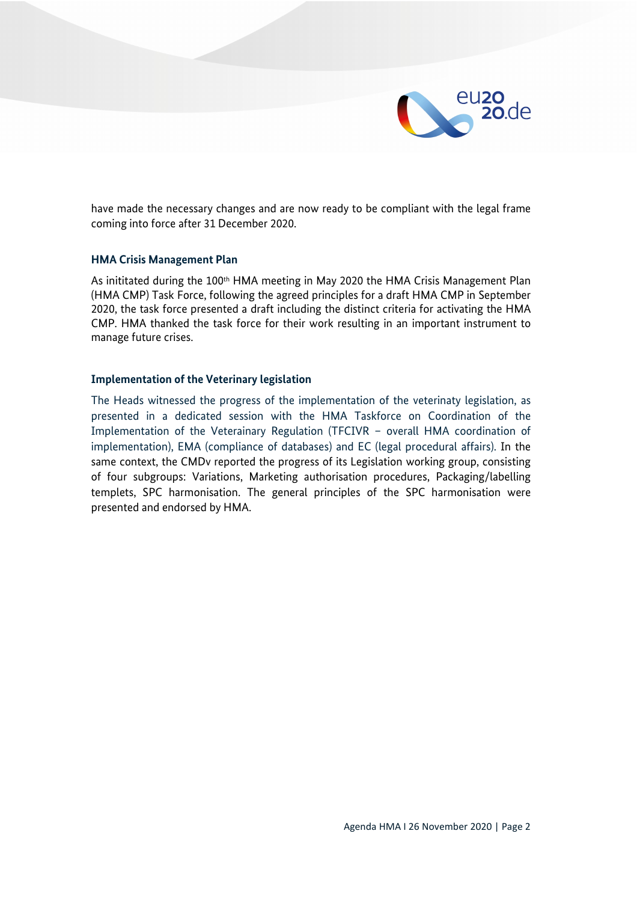have made the necessary changes and are now ready to be compliant with the legal frame coming into force after 31 December 2020.

### HMA Crisis Management Plan

As inititated during the 100th HMA meeting in May 2020 the HMA Crisis Management Plan (HMA CMP) Task Force, following the agreed principles for a draft HMA CMP in September 2020, the task force presented a draft including the distinct criteria for activating the HMA CMP. HMA thanked the task force for their work resulting in an important instrument to manage future crises.

### Implementation of the Veterinary legislation

The Heads witnessed the progress of the implementation of the veterinaty legislation, as presented in a dedicated session with the HMA Taskforce on Coordination of the Implementation of the Veterainary Regulation (TFCIVR – overall HMA coordination of implementation), EMA (compliance of databases) and EC (legal procedural affairs). In the same context, the CMDv reported the progress of its Legislation working group, consisting of four subgroups: Variations, Marketing authorisation procedures, Packaging/labelling templets, SPC harmonisation. The general principles of the SPC harmonisation were presented and endorsed by HMA.